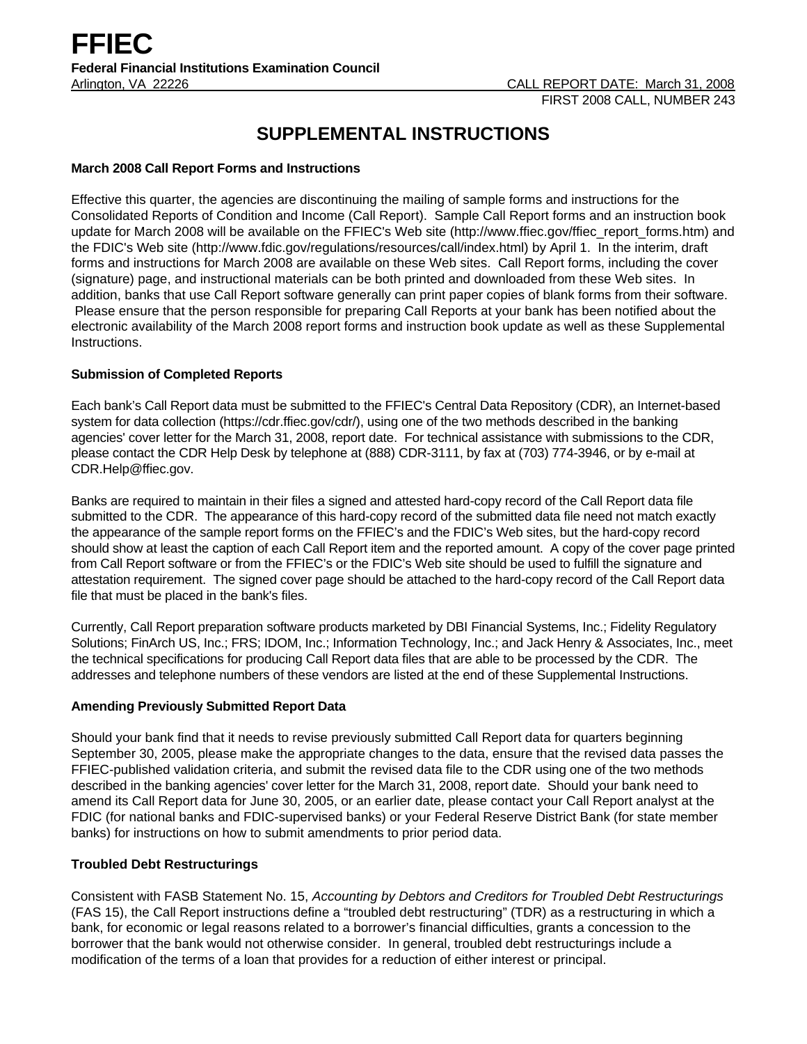# FFIEC

**Federal Financial Institutions Examination Council**
Arlington, VA 22226

CALL REPORT DATE: March 31, 2008
FIRST 2008 CALL, NUMBER 243

## SUPPLEMENTAL INSTRUCTIONS

### March 2008 Call Report Forms and Instructions

Effective this quarter, the agencies are discontinuing the mailing of sample forms and instructions for the Consolidated Reports of Condition and Income (Call Report). Sample Call Report forms and an instruction book update for March 2008 will be available on the FFIEC's Web site (http://www.ffiec.gov/ffiec_report_forms.htm) and the FDIC's Web site (http://www.fdic.gov/regulations/resources/call/index.html) by April 1. In the interim, draft forms and instructions for March 2008 are available on these Web sites. Call Report forms, including the cover (signature) page, and instructional materials can be both printed and downloaded from these Web sites. In addition, banks that use Call Report software generally can print paper copies of blank forms from their software. Please ensure that the person responsible for preparing Call Reports at your bank has been notified about the electronic availability of the March 2008 report forms and instruction book update as well as these Supplemental Instructions.

### Submission of Completed Reports

Each bank's Call Report data must be submitted to the FFIEC's Central Data Repository (CDR), an Internet-based system for data collection (https://cdr.ffiec.gov/cdr/), using one of the two methods described in the banking agencies' cover letter for the March 31, 2008, report date. For technical assistance with submissions to the CDR, please contact the CDR Help Desk by telephone at (888) CDR-3111, by fax at (703) 774-3946, or by e-mail at CDR.Help@ffiec.gov.

Banks are required to maintain in their files a signed and attested hard-copy record of the Call Report data file submitted to the CDR. The appearance of this hard-copy record of the submitted data file need not match exactly the appearance of the sample report forms on the FFIEC's and the FDIC's Web sites, but the hard-copy record should show at least the caption of each Call Report item and the reported amount. A copy of the cover page printed from Call Report software or from the FFIEC's or the FDIC's Web site should be used to fulfill the signature and attestation requirement. The signed cover page should be attached to the hard-copy record of the Call Report data file that must be placed in the bank's files.

Currently, Call Report preparation software products marketed by DBI Financial Systems, Inc.; Fidelity Regulatory Solutions; FinArch US, Inc.; FRS; IDOM, Inc.; Information Technology, Inc.; and Jack Henry & Associates, Inc., meet the technical specifications for producing Call Report data files that are able to be processed by the CDR. The addresses and telephone numbers of these vendors are listed at the end of these Supplemental Instructions.

### Amending Previously Submitted Report Data

Should your bank find that it needs to revise previously submitted Call Report data for quarters beginning September 30, 2005, please make the appropriate changes to the data, ensure that the revised data passes the FFIEC-published validation criteria, and submit the revised data file to the CDR using one of the two methods described in the banking agencies' cover letter for the March 31, 2008, report date. Should your bank need to amend its Call Report data for June 30, 2005, or an earlier date, please contact your Call Report analyst at the FDIC (for national banks and FDIC-supervised banks) or your Federal Reserve District Bank (for state member banks) for instructions on how to submit amendments to prior period data.

### Troubled Debt Restructurings

Consistent with FASB Statement No. 15, *Accounting by Debtors and Creditors for Troubled Debt Restructurings* (FAS 15), the Call Report instructions define a "troubled debt restructuring" (TDR) as a restructuring in which a bank, for economic or legal reasons related to a borrower's financial difficulties, grants a concession to the borrower that the bank would not otherwise consider. In general, troubled debt restructurings include a modification of the terms of a loan that provides for a reduction of either interest or principal.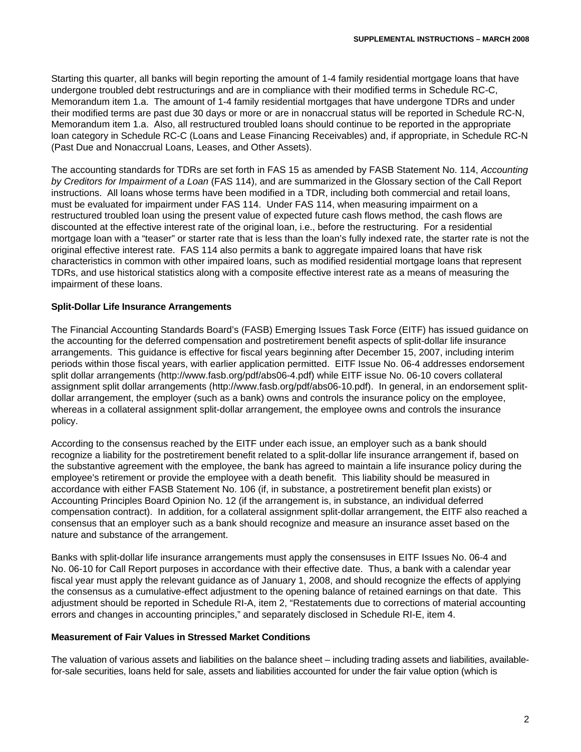Starting this quarter, all banks will begin reporting the amount of 1-4 family residential mortgage loans that have undergone troubled debt restructurings and are in compliance with their modified terms in Schedule RC-C, Memorandum item 1.a. The amount of 1-4 family residential mortgages that have undergone TDRs and under their modified terms are past due 30 days or more or are in nonaccrual status will be reported in Schedule RC-N, Memorandum item 1.a. Also, all restructured troubled loans should continue to be reported in the appropriate loan category in Schedule RC-C (Loans and Lease Financing Receivables) and, if appropriate, in Schedule RC-N (Past Due and Nonaccrual Loans, Leases, and Other Assets).

The accounting standards for TDRs are set forth in FAS 15 as amended by FASB Statement No. 114, *Accounting by Creditors for Impairment of a Loan* (FAS 114), and are summarized in the Glossary section of the Call Report instructions. All loans whose terms have been modified in a TDR, including both commercial and retail loans, must be evaluated for impairment under FAS 114. Under FAS 114, when measuring impairment on a restructured troubled loan using the present value of expected future cash flows method, the cash flows are discounted at the effective interest rate of the original loan, i.e., before the restructuring. For a residential mortgage loan with a "teaser" or starter rate that is less than the loan's fully indexed rate, the starter rate is not the original effective interest rate. FAS 114 also permits a bank to aggregate impaired loans that have risk characteristics in common with other impaired loans, such as modified residential mortgage loans that represent TDRs, and use historical statistics along with a composite effective interest rate as a means of measuring the impairment of these loans.

**Split-Dollar Life Insurance Arrangements**

The Financial Accounting Standards Board's (FASB) Emerging Issues Task Force (EITF) has issued guidance on the accounting for the deferred compensation and postretirement benefit aspects of split-dollar life insurance arrangements. This guidance is effective for fiscal years beginning after December 15, 2007, including interim periods within those fiscal years, with earlier application permitted. EITF Issue No. 06-4 addresses endorsement split dollar arrangements (http://www.fasb.org/pdf/abs06-4.pdf) while EITF issue No. 06-10 covers collateral assignment split dollar arrangements (http://www.fasb.org/pdf/abs06-10.pdf). In general, in an endorsement split-dollar arrangement, the employer (such as a bank) owns and controls the insurance policy on the employee, whereas in a collateral assignment split-dollar arrangement, the employee owns and controls the insurance policy.

According to the consensus reached by the EITF under each issue, an employer such as a bank should recognize a liability for the postretirement benefit related to a split-dollar life insurance arrangement if, based on the substantive agreement with the employee, the bank has agreed to maintain a life insurance policy during the employee's retirement or provide the employee with a death benefit. This liability should be measured in accordance with either FASB Statement No. 106 (if, in substance, a postretirement benefit plan exists) or Accounting Principles Board Opinion No. 12 (if the arrangement is, in substance, an individual deferred compensation contract). In addition, for a collateral assignment split-dollar arrangement, the EITF also reached a consensus that an employer such as a bank should recognize and measure an insurance asset based on the nature and substance of the arrangement.

Banks with split-dollar life insurance arrangements must apply the consensuses in EITF Issues No. 06-4 and No. 06-10 for Call Report purposes in accordance with their effective date. Thus, a bank with a calendar year fiscal year must apply the relevant guidance as of January 1, 2008, and should recognize the effects of applying the consensus as a cumulative-effect adjustment to the opening balance of retained earnings on that date. This adjustment should be reported in Schedule RI-A, item 2, "Restatements due to corrections of material accounting errors and changes in accounting principles," and separately disclosed in Schedule RI-E, item 4.

**Measurement of Fair Values in Stressed Market Conditions**

The valuation of various assets and liabilities on the balance sheet – including trading assets and liabilities, available-for-sale securities, loans held for sale, assets and liabilities accounted for under the fair value option (which is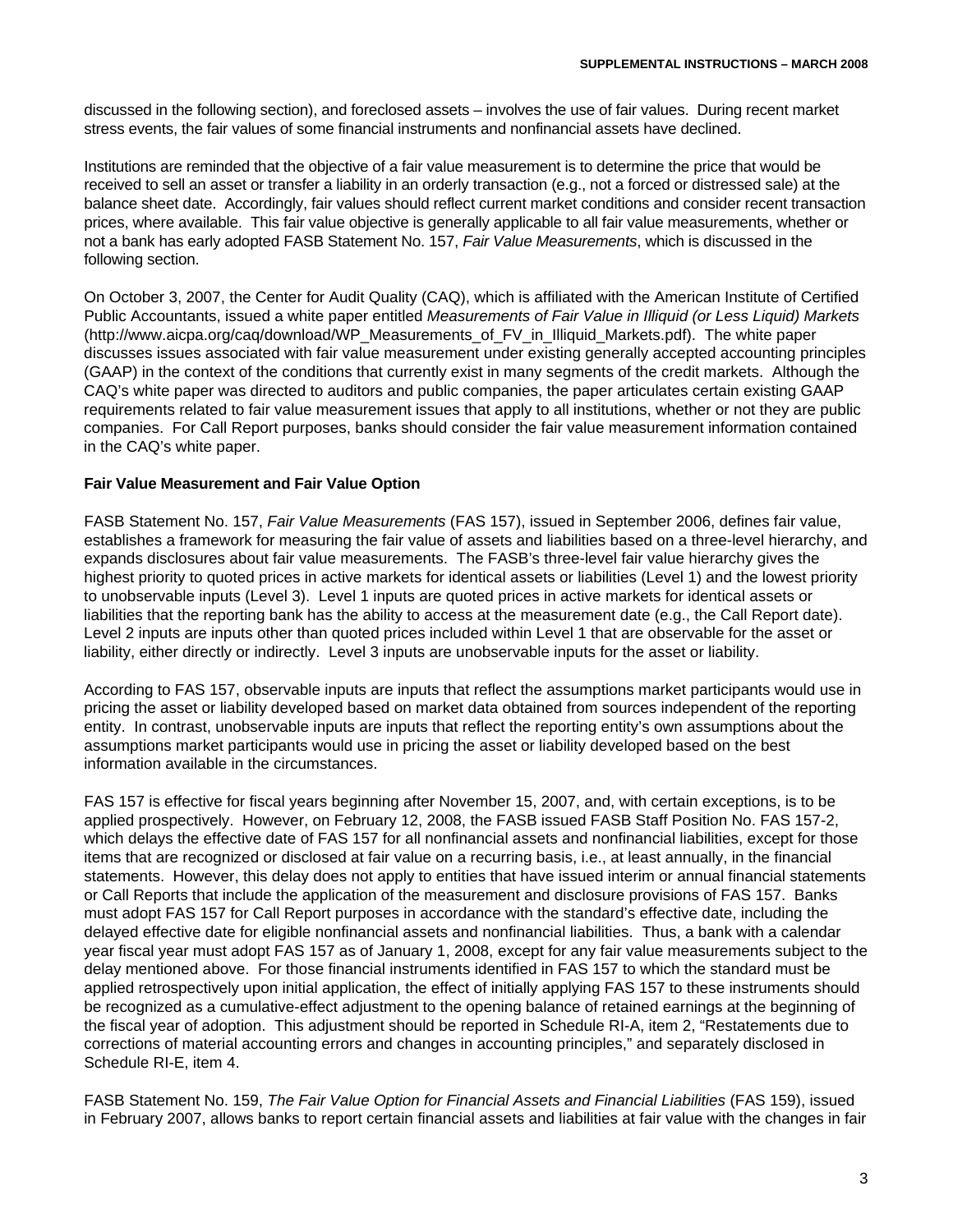discussed in the following section), and foreclosed assets – involves the use of fair values. During recent market stress events, the fair values of some financial instruments and nonfinancial assets have declined.

Institutions are reminded that the objective of a fair value measurement is to determine the price that would be received to sell an asset or transfer a liability in an orderly transaction (e.g., not a forced or distressed sale) at the balance sheet date. Accordingly, fair values should reflect current market conditions and consider recent transaction prices, where available. This fair value objective is generally applicable to all fair value measurements, whether or not a bank has early adopted FASB Statement No. 157, *Fair Value Measurements*, which is discussed in the following section.

On October 3, 2007, the Center for Audit Quality (CAQ), which is affiliated with the American Institute of Certified Public Accountants, issued a white paper entitled *Measurements of Fair Value in Illiquid (or Less Liquid) Markets* (http://www.aicpa.org/caq/download/WP_Measurements_of_FV_in_Illiquid_Markets.pdf). The white paper discusses issues associated with fair value measurement under existing generally accepted accounting principles (GAAP) in the context of the conditions that currently exist in many segments of the credit markets. Although the CAQ's white paper was directed to auditors and public companies, the paper articulates certain existing GAAP requirements related to fair value measurement issues that apply to all institutions, whether or not they are public companies. For Call Report purposes, banks should consider the fair value measurement information contained in the CAQ's white paper.

**Fair Value Measurement and Fair Value Option**

FASB Statement No. 157, *Fair Value Measurements* (FAS 157), issued in September 2006, defines fair value, establishes a framework for measuring the fair value of assets and liabilities based on a three-level hierarchy, and expands disclosures about fair value measurements. The FASB's three-level fair value hierarchy gives the highest priority to quoted prices in active markets for identical assets or liabilities (Level 1) and the lowest priority to unobservable inputs (Level 3). Level 1 inputs are quoted prices in active markets for identical assets or liabilities that the reporting bank has the ability to access at the measurement date (e.g., the Call Report date). Level 2 inputs are inputs other than quoted prices included within Level 1 that are observable for the asset or liability, either directly or indirectly. Level 3 inputs are unobservable inputs for the asset or liability.

According to FAS 157, observable inputs are inputs that reflect the assumptions market participants would use in pricing the asset or liability developed based on market data obtained from sources independent of the reporting entity. In contrast, unobservable inputs are inputs that reflect the reporting entity's own assumptions about the assumptions market participants would use in pricing the asset or liability developed based on the best information available in the circumstances.

FAS 157 is effective for fiscal years beginning after November 15, 2007, and, with certain exceptions, is to be applied prospectively. However, on February 12, 2008, the FASB issued FASB Staff Position No. FAS 157-2, which delays the effective date of FAS 157 for all nonfinancial assets and nonfinancial liabilities, except for those items that are recognized or disclosed at fair value on a recurring basis, i.e., at least annually, in the financial statements. However, this delay does not apply to entities that have issued interim or annual financial statements or Call Reports that include the application of the measurement and disclosure provisions of FAS 157. Banks must adopt FAS 157 for Call Report purposes in accordance with the standard's effective date, including the delayed effective date for eligible nonfinancial assets and nonfinancial liabilities. Thus, a bank with a calendar year fiscal year must adopt FAS 157 as of January 1, 2008, except for any fair value measurements subject to the delay mentioned above. For those financial instruments identified in FAS 157 to which the standard must be applied retrospectively upon initial application, the effect of initially applying FAS 157 to these instruments should be recognized as a cumulative-effect adjustment to the opening balance of retained earnings at the beginning of the fiscal year of adoption. This adjustment should be reported in Schedule RI-A, item 2, "Restatements due to corrections of material accounting errors and changes in accounting principles," and separately disclosed in Schedule RI-E, item 4.

FASB Statement No. 159, *The Fair Value Option for Financial Assets and Financial Liabilities* (FAS 159), issued in February 2007, allows banks to report certain financial assets and liabilities at fair value with the changes in fair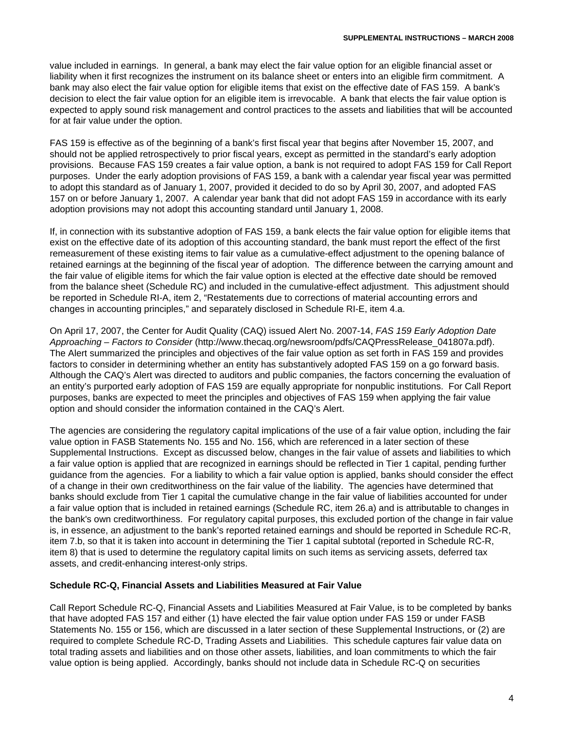value included in earnings. In general, a bank may elect the fair value option for an eligible financial asset or liability when it first recognizes the instrument on its balance sheet or enters into an eligible firm commitment. A bank may also elect the fair value option for eligible items that exist on the effective date of FAS 159. A bank's decision to elect the fair value option for an eligible item is irrevocable. A bank that elects the fair value option is expected to apply sound risk management and control practices to the assets and liabilities that will be accounted for at fair value under the option.

FAS 159 is effective as of the beginning of a bank's first fiscal year that begins after November 15, 2007, and should not be applied retrospectively to prior fiscal years, except as permitted in the standard's early adoption provisions. Because FAS 159 creates a fair value option, a bank is not required to adopt FAS 159 for Call Report purposes. Under the early adoption provisions of FAS 159, a bank with a calendar year fiscal year was permitted to adopt this standard as of January 1, 2007, provided it decided to do so by April 30, 2007, and adopted FAS 157 on or before January 1, 2007. A calendar year bank that did not adopt FAS 159 in accordance with its early adoption provisions may not adopt this accounting standard until January 1, 2008.

If, in connection with its substantive adoption of FAS 159, a bank elects the fair value option for eligible items that exist on the effective date of its adoption of this accounting standard, the bank must report the effect of the first remeasurement of these existing items to fair value as a cumulative-effect adjustment to the opening balance of retained earnings at the beginning of the fiscal year of adoption. The difference between the carrying amount and the fair value of eligible items for which the fair value option is elected at the effective date should be removed from the balance sheet (Schedule RC) and included in the cumulative-effect adjustment. This adjustment should be reported in Schedule RI-A, item 2, "Restatements due to corrections of material accounting errors and changes in accounting principles," and separately disclosed in Schedule RI-E, item 4.a.

On April 17, 2007, the Center for Audit Quality (CAQ) issued Alert No. 2007-14, *FAS 159 Early Adoption Date Approaching – Factors to Consider* (http://www.thecaq.org/newsroom/pdfs/CAQPressRelease_041807a.pdf). The Alert summarized the principles and objectives of the fair value option as set forth in FAS 159 and provides factors to consider in determining whether an entity has substantively adopted FAS 159 on a go forward basis. Although the CAQ's Alert was directed to auditors and public companies, the factors concerning the evaluation of an entity's purported early adoption of FAS 159 are equally appropriate for nonpublic institutions. For Call Report purposes, banks are expected to meet the principles and objectives of FAS 159 when applying the fair value option and should consider the information contained in the CAQ's Alert.

The agencies are considering the regulatory capital implications of the use of a fair value option, including the fair value option in FASB Statements No. 155 and No. 156, which are referenced in a later section of these Supplemental Instructions. Except as discussed below, changes in the fair value of assets and liabilities to which a fair value option is applied that are recognized in earnings should be reflected in Tier 1 capital, pending further guidance from the agencies. For a liability to which a fair value option is applied, banks should consider the effect of a change in their own creditworthiness on the fair value of the liability. The agencies have determined that banks should exclude from Tier 1 capital the cumulative change in the fair value of liabilities accounted for under a fair value option that is included in retained earnings (Schedule RC, item 26.a) and is attributable to changes in the bank's own creditworthiness. For regulatory capital purposes, this excluded portion of the change in fair value is, in essence, an adjustment to the bank's reported retained earnings and should be reported in Schedule RC-R, item 7.b, so that it is taken into account in determining the Tier 1 capital subtotal (reported in Schedule RC-R, item 8) that is used to determine the regulatory capital limits on such items as servicing assets, deferred tax assets, and credit-enhancing interest-only strips.

**Schedule RC-Q, Financial Assets and Liabilities Measured at Fair Value**

Call Report Schedule RC-Q, Financial Assets and Liabilities Measured at Fair Value, is to be completed by banks that have adopted FAS 157 and either (1) have elected the fair value option under FAS 159 or under FASB Statements No. 155 or 156, which are discussed in a later section of these Supplemental Instructions, or (2) are required to complete Schedule RC-D, Trading Assets and Liabilities. This schedule captures fair value data on total trading assets and liabilities and on those other assets, liabilities, and loan commitments to which the fair value option is being applied. Accordingly, banks should not include data in Schedule RC-Q on securities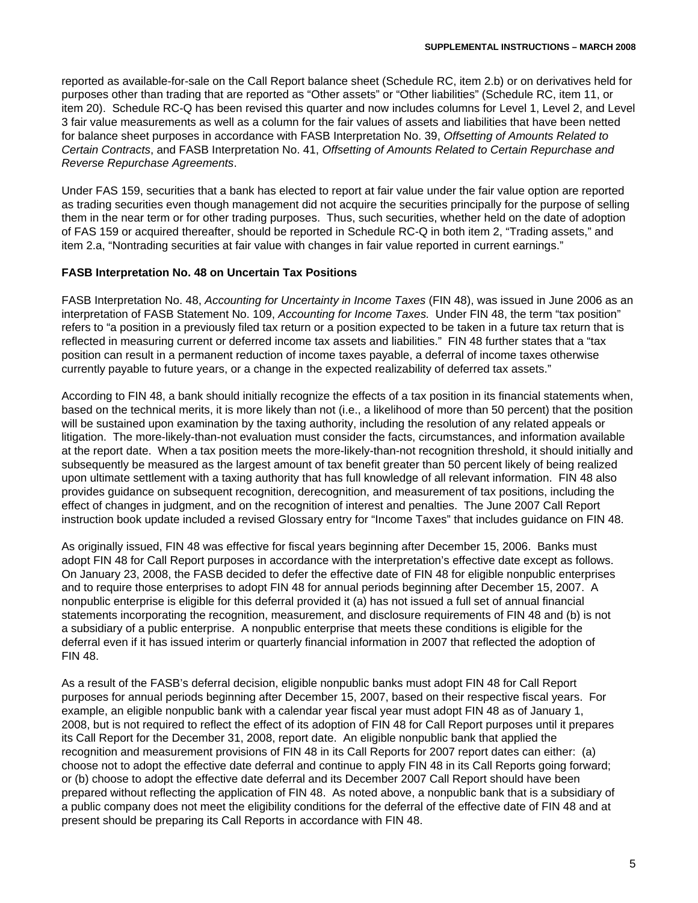reported as available-for-sale on the Call Report balance sheet (Schedule RC, item 2.b) or on derivatives held for purposes other than trading that are reported as "Other assets" or "Other liabilities" (Schedule RC, item 11, or item 20). Schedule RC-Q has been revised this quarter and now includes columns for Level 1, Level 2, and Level 3 fair value measurements as well as a column for the fair values of assets and liabilities that have been netted for balance sheet purposes in accordance with FASB Interpretation No. 39, *Offsetting of Amounts Related to Certain Contracts*, and FASB Interpretation No. 41, *Offsetting of Amounts Related to Certain Repurchase and Reverse Repurchase Agreements*.

Under FAS 159, securities that a bank has elected to report at fair value under the fair value option are reported as trading securities even though management did not acquire the securities principally for the purpose of selling them in the near term or for other trading purposes. Thus, such securities, whether held on the date of adoption of FAS 159 or acquired thereafter, should be reported in Schedule RC-Q in both item 2, "Trading assets," and item 2.a, "Nontrading securities at fair value with changes in fair value reported in current earnings."

**FASB Interpretation No. 48 on Uncertain Tax Positions**

FASB Interpretation No. 48, *Accounting for Uncertainty in Income Taxes* (FIN 48), was issued in June 2006 as an interpretation of FASB Statement No. 109, *Accounting for Income Taxes.* Under FIN 48, the term "tax position" refers to "a position in a previously filed tax return or a position expected to be taken in a future tax return that is reflected in measuring current or deferred income tax assets and liabilities." FIN 48 further states that a "tax position can result in a permanent reduction of income taxes payable, a deferral of income taxes otherwise currently payable to future years, or a change in the expected realizability of deferred tax assets."

According to FIN 48, a bank should initially recognize the effects of a tax position in its financial statements when, based on the technical merits, it is more likely than not (i.e., a likelihood of more than 50 percent) that the position will be sustained upon examination by the taxing authority, including the resolution of any related appeals or litigation. The more-likely-than-not evaluation must consider the facts, circumstances, and information available at the report date. When a tax position meets the more-likely-than-not recognition threshold, it should initially and subsequently be measured as the largest amount of tax benefit greater than 50 percent likely of being realized upon ultimate settlement with a taxing authority that has full knowledge of all relevant information. FIN 48 also provides guidance on subsequent recognition, derecognition, and measurement of tax positions, including the effect of changes in judgment, and on the recognition of interest and penalties. The June 2007 Call Report instruction book update included a revised Glossary entry for "Income Taxes" that includes guidance on FIN 48.

As originally issued, FIN 48 was effective for fiscal years beginning after December 15, 2006. Banks must adopt FIN 48 for Call Report purposes in accordance with the interpretation's effective date except as follows. On January 23, 2008, the FASB decided to defer the effective date of FIN 48 for eligible nonpublic enterprises and to require those enterprises to adopt FIN 48 for annual periods beginning after December 15, 2007. A nonpublic enterprise is eligible for this deferral provided it (a) has not issued a full set of annual financial statements incorporating the recognition, measurement, and disclosure requirements of FIN 48 and (b) is not a subsidiary of a public enterprise. A nonpublic enterprise that meets these conditions is eligible for the deferral even if it has issued interim or quarterly financial information in 2007 that reflected the adoption of FIN 48.

As a result of the FASB's deferral decision, eligible nonpublic banks must adopt FIN 48 for Call Report purposes for annual periods beginning after December 15, 2007, based on their respective fiscal years. For example, an eligible nonpublic bank with a calendar year fiscal year must adopt FIN 48 as of January 1, 2008, but is not required to reflect the effect of its adoption of FIN 48 for Call Report purposes until it prepares its Call Report for the December 31, 2008, report date. An eligible nonpublic bank that applied the recognition and measurement provisions of FIN 48 in its Call Reports for 2007 report dates can either: (a) choose not to adopt the effective date deferral and continue to apply FIN 48 in its Call Reports going forward; or (b) choose to adopt the effective date deferral and its December 2007 Call Report should have been prepared without reflecting the application of FIN 48. As noted above, a nonpublic bank that is a subsidiary of a public company does not meet the eligibility conditions for the deferral of the effective date of FIN 48 and at present should be preparing its Call Reports in accordance with FIN 48.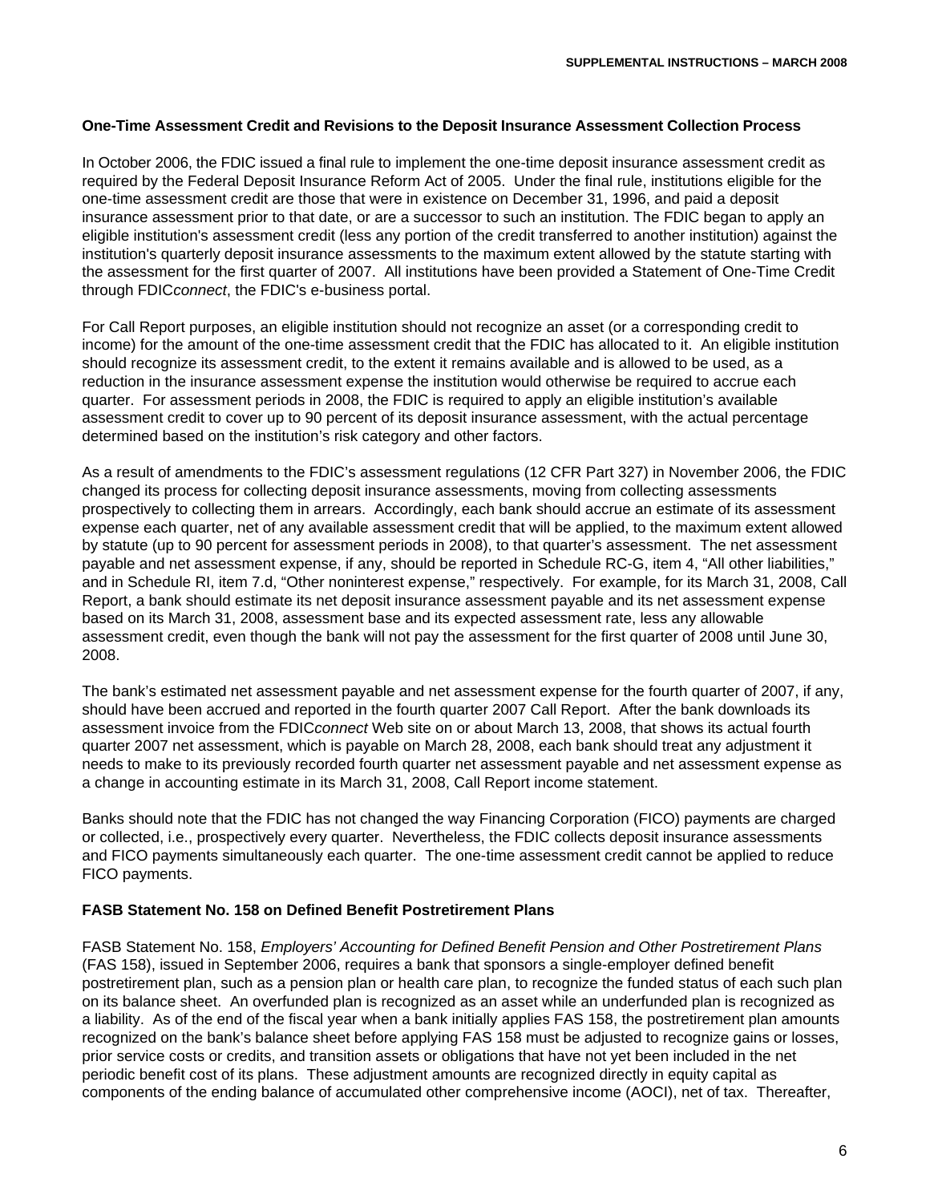## One-Time Assessment Credit and Revisions to the Deposit Insurance Assessment Collection Process

In October 2006, the FDIC issued a final rule to implement the one-time deposit insurance assessment credit as required by the Federal Deposit Insurance Reform Act of 2005. Under the final rule, institutions eligible for the one-time assessment credit are those that were in existence on December 31, 1996, and paid a deposit insurance assessment prior to that date, or are a successor to such an institution. The FDIC began to apply an eligible institution's assessment credit (less any portion of the credit transferred to another institution) against the institution's quarterly deposit insurance assessments to the maximum extent allowed by the statute starting with the assessment for the first quarter of 2007. All institutions have been provided a Statement of One-Time Credit through FDIC*connect*, the FDIC's e-business portal.

For Call Report purposes, an eligible institution should not recognize an asset (or a corresponding credit to income) for the amount of the one-time assessment credit that the FDIC has allocated to it. An eligible institution should recognize its assessment credit, to the extent it remains available and is allowed to be used, as a reduction in the insurance assessment expense the institution would otherwise be required to accrue each quarter. For assessment periods in 2008, the FDIC is required to apply an eligible institution's available assessment credit to cover up to 90 percent of its deposit insurance assessment, with the actual percentage determined based on the institution's risk category and other factors.

As a result of amendments to the FDIC's assessment regulations (12 CFR Part 327) in November 2006, the FDIC changed its process for collecting deposit insurance assessments, moving from collecting assessments prospectively to collecting them in arrears. Accordingly, each bank should accrue an estimate of its assessment expense each quarter, net of any available assessment credit that will be applied, to the maximum extent allowed by statute (up to 90 percent for assessment periods in 2008), to that quarter's assessment. The net assessment payable and net assessment expense, if any, should be reported in Schedule RC-G, item 4, "All other liabilities," and in Schedule RI, item 7.d, "Other noninterest expense," respectively. For example, for its March 31, 2008, Call Report, a bank should estimate its net deposit insurance assessment payable and its net assessment expense based on its March 31, 2008, assessment base and its expected assessment rate, less any allowable assessment credit, even though the bank will not pay the assessment for the first quarter of 2008 until June 30, 2008.

The bank's estimated net assessment payable and net assessment expense for the fourth quarter of 2007, if any, should have been accrued and reported in the fourth quarter 2007 Call Report. After the bank downloads its assessment invoice from the FDIC*connect* Web site on or about March 13, 2008, that shows its actual fourth quarter 2007 net assessment, which is payable on March 28, 2008, each bank should treat any adjustment it needs to make to its previously recorded fourth quarter net assessment payable and net assessment expense as a change in accounting estimate in its March 31, 2008, Call Report income statement.

Banks should note that the FDIC has not changed the way Financing Corporation (FICO) payments are charged or collected, i.e., prospectively every quarter. Nevertheless, the FDIC collects deposit insurance assessments and FICO payments simultaneously each quarter. The one-time assessment credit cannot be applied to reduce FICO payments.

## FASB Statement No. 158 on Defined Benefit Postretirement Plans

FASB Statement No. 158, *Employers' Accounting for Defined Benefit Pension and Other Postretirement Plans* (FAS 158), issued in September 2006, requires a bank that sponsors a single-employer defined benefit postretirement plan, such as a pension plan or health care plan, to recognize the funded status of each such plan on its balance sheet. An overfunded plan is recognized as an asset while an underfunded plan is recognized as a liability. As of the end of the fiscal year when a bank initially applies FAS 158, the postretirement plan amounts recognized on the bank's balance sheet before applying FAS 158 must be adjusted to recognize gains or losses, prior service costs or credits, and transition assets or obligations that have not yet been included in the net periodic benefit cost of its plans. These adjustment amounts are recognized directly in equity capital as components of the ending balance of accumulated other comprehensive income (AOCI), net of tax. Thereafter,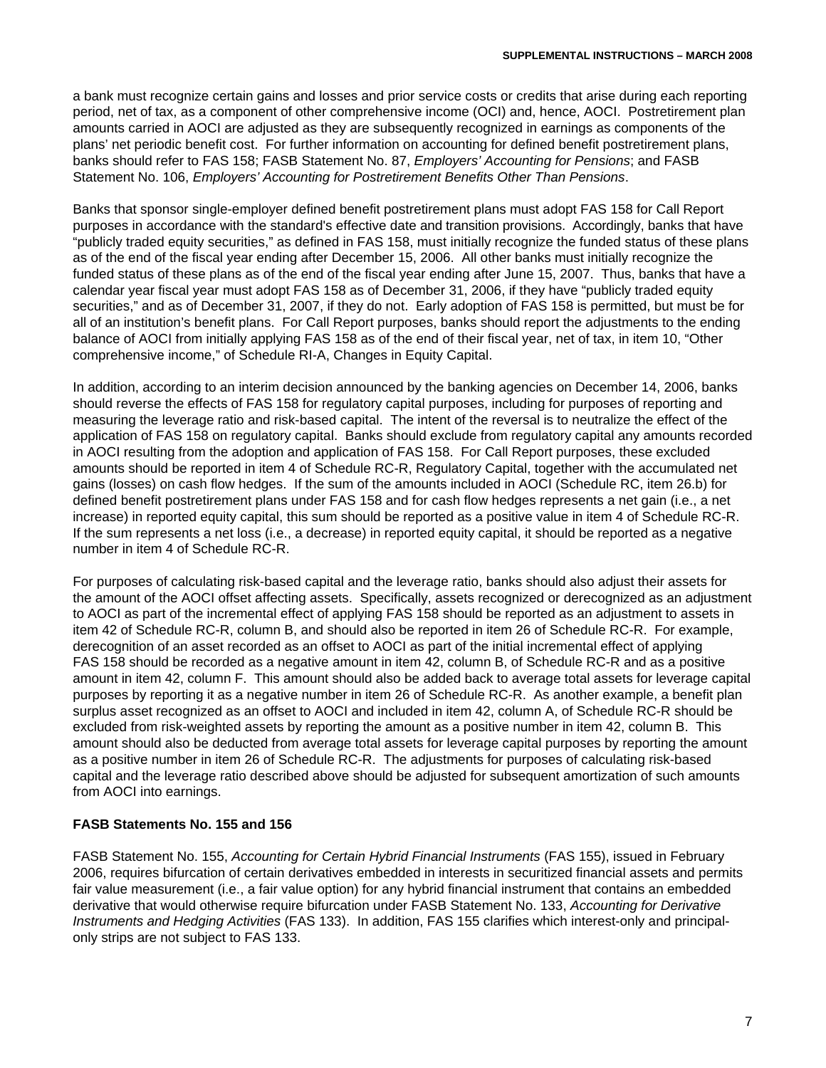a bank must recognize certain gains and losses and prior service costs or credits that arise during each reporting period, net of tax, as a component of other comprehensive income (OCI) and, hence, AOCI. Postretirement plan amounts carried in AOCI are adjusted as they are subsequently recognized in earnings as components of the plans' net periodic benefit cost. For further information on accounting for defined benefit postretirement plans, banks should refer to FAS 158; FASB Statement No. 87, *Employers' Accounting for Pensions*; and FASB Statement No. 106, *Employers' Accounting for Postretirement Benefits Other Than Pensions*.

Banks that sponsor single-employer defined benefit postretirement plans must adopt FAS 158 for Call Report purposes in accordance with the standard's effective date and transition provisions. Accordingly, banks that have "publicly traded equity securities," as defined in FAS 158, must initially recognize the funded status of these plans as of the end of the fiscal year ending after December 15, 2006. All other banks must initially recognize the funded status of these plans as of the end of the fiscal year ending after June 15, 2007. Thus, banks that have a calendar year fiscal year must adopt FAS 158 as of December 31, 2006, if they have "publicly traded equity securities," and as of December 31, 2007, if they do not. Early adoption of FAS 158 is permitted, but must be for all of an institution's benefit plans. For Call Report purposes, banks should report the adjustments to the ending balance of AOCI from initially applying FAS 158 as of the end of their fiscal year, net of tax, in item 10, "Other comprehensive income," of Schedule RI-A, Changes in Equity Capital.

In addition, according to an interim decision announced by the banking agencies on December 14, 2006, banks should reverse the effects of FAS 158 for regulatory capital purposes, including for purposes of reporting and measuring the leverage ratio and risk-based capital. The intent of the reversal is to neutralize the effect of the application of FAS 158 on regulatory capital. Banks should exclude from regulatory capital any amounts recorded in AOCI resulting from the adoption and application of FAS 158. For Call Report purposes, these excluded amounts should be reported in item 4 of Schedule RC-R, Regulatory Capital, together with the accumulated net gains (losses) on cash flow hedges. If the sum of the amounts included in AOCI (Schedule RC, item 26.b) for defined benefit postretirement plans under FAS 158 and for cash flow hedges represents a net gain (i.e., a net increase) in reported equity capital, this sum should be reported as a positive value in item 4 of Schedule RC-R. If the sum represents a net loss (i.e., a decrease) in reported equity capital, it should be reported as a negative number in item 4 of Schedule RC-R.

For purposes of calculating risk-based capital and the leverage ratio, banks should also adjust their assets for the amount of the AOCI offset affecting assets. Specifically, assets recognized or derecognized as an adjustment to AOCI as part of the incremental effect of applying FAS 158 should be reported as an adjustment to assets in item 42 of Schedule RC-R, column B, and should also be reported in item 26 of Schedule RC-R. For example, derecognition of an asset recorded as an offset to AOCI as part of the initial incremental effect of applying FAS 158 should be recorded as a negative amount in item 42, column B, of Schedule RC-R and as a positive amount in item 42, column F. This amount should also be added back to average total assets for leverage capital purposes by reporting it as a negative number in item 26 of Schedule RC-R. As another example, a benefit plan surplus asset recognized as an offset to AOCI and included in item 42, column A, of Schedule RC-R should be excluded from risk-weighted assets by reporting the amount as a positive number in item 42, column B. This amount should also be deducted from average total assets for leverage capital purposes by reporting the amount as a positive number in item 26 of Schedule RC-R. The adjustments for purposes of calculating risk-based capital and the leverage ratio described above should be adjusted for subsequent amortization of such amounts from AOCI into earnings.

**FASB Statements No. 155 and 156**

FASB Statement No. 155, *Accounting for Certain Hybrid Financial Instruments* (FAS 155), issued in February 2006, requires bifurcation of certain derivatives embedded in interests in securitized financial assets and permits fair value measurement (i.e., a fair value option) for any hybrid financial instrument that contains an embedded derivative that would otherwise require bifurcation under FASB Statement No. 133, *Accounting for Derivative Instruments and Hedging Activities* (FAS 133). In addition, FAS 155 clarifies which interest-only and principal-only strips are not subject to FAS 133.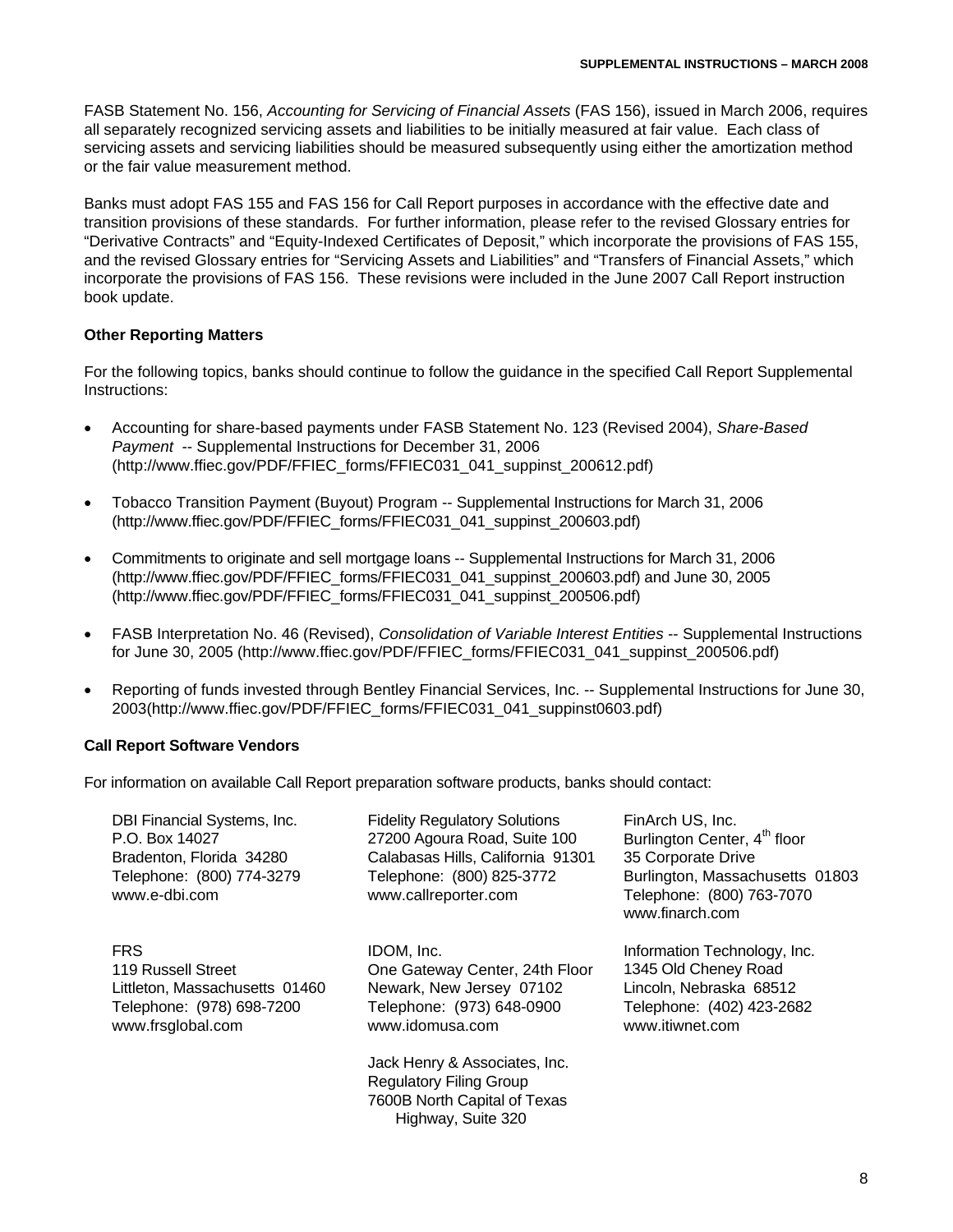FASB Statement No. 156, *Accounting for Servicing of Financial Assets* (FAS 156), issued in March 2006, requires all separately recognized servicing assets and liabilities to be initially measured at fair value. Each class of servicing assets and servicing liabilities should be measured subsequently using either the amortization method or the fair value measurement method.

Banks must adopt FAS 155 and FAS 156 for Call Report purposes in accordance with the effective date and transition provisions of these standards. For further information, please refer to the revised Glossary entries for "Derivative Contracts" and "Equity-Indexed Certificates of Deposit," which incorporate the provisions of FAS 155, and the revised Glossary entries for "Servicing Assets and Liabilities" and "Transfers of Financial Assets," which incorporate the provisions of FAS 156. These revisions were included in the June 2007 Call Report instruction book update.

**Other Reporting Matters**

For the following topics, banks should continue to follow the guidance in the specified Call Report Supplemental Instructions:

- Accounting for share-based payments under FASB Statement No. 123 (Revised 2004), *Share-Based Payment* -- Supplemental Instructions for December 31, 2006 (http://www.ffiec.gov/PDF/FFIEC_forms/FFIEC031_041_suppinst_200612.pdf)
- Tobacco Transition Payment (Buyout) Program -- Supplemental Instructions for March 31, 2006 (http://www.ffiec.gov/PDF/FFIEC_forms/FFIEC031_041_suppinst_200603.pdf)
- Commitments to originate and sell mortgage loans -- Supplemental Instructions for March 31, 2006 (http://www.ffiec.gov/PDF/FFIEC_forms/FFIEC031_041_suppinst_200603.pdf) and June 30, 2005 (http://www.ffiec.gov/PDF/FFIEC_forms/FFIEC031_041_suppinst_200506.pdf)
- FASB Interpretation No. 46 (Revised), *Consolidation of Variable Interest Entities* -- Supplemental Instructions for June 30, 2005 (http://www.ffiec.gov/PDF/FFIEC_forms/FFIEC031_041_suppinst_200506.pdf)
- Reporting of funds invested through Bentley Financial Services, Inc. -- Supplemental Instructions for June 30, 2003(http://www.ffiec.gov/PDF/FFIEC_forms/FFIEC031_041_suppinst0603.pdf)

**Call Report Software Vendors**

For information on available Call Report preparation software products, banks should contact:

DBI Financial Systems, Inc.
P.O. Box 14027
Bradenton, Florida 34280
Telephone: (800) 774-3279
www.e-dbi.com

Fidelity Regulatory Solutions
27200 Agoura Road, Suite 100
Calabasas Hills, California 91301
Telephone: (800) 825-3772
www.callreporter.com

FinArch US, Inc.
Burlington Center, 4th floor
35 Corporate Drive
Burlington, Massachusetts 01803
Telephone: (800) 763-7070
www.finarch.com

FRS
119 Russell Street
Littleton, Massachusetts 01460
Telephone: (978) 698-7200
www.frsglobal.com

IDOM, Inc.
One Gateway Center, 24th Floor
Newark, New Jersey 07102
Telephone: (973) 648-0900
www.idomusa.com

Information Technology, Inc.
1345 Old Cheney Road
Lincoln, Nebraska 68512
Telephone: (402) 423-2682
www.itiwnet.com

Jack Henry & Associates, Inc.
Regulatory Filing Group
7600B North Capital of Texas
Highway, Suite 320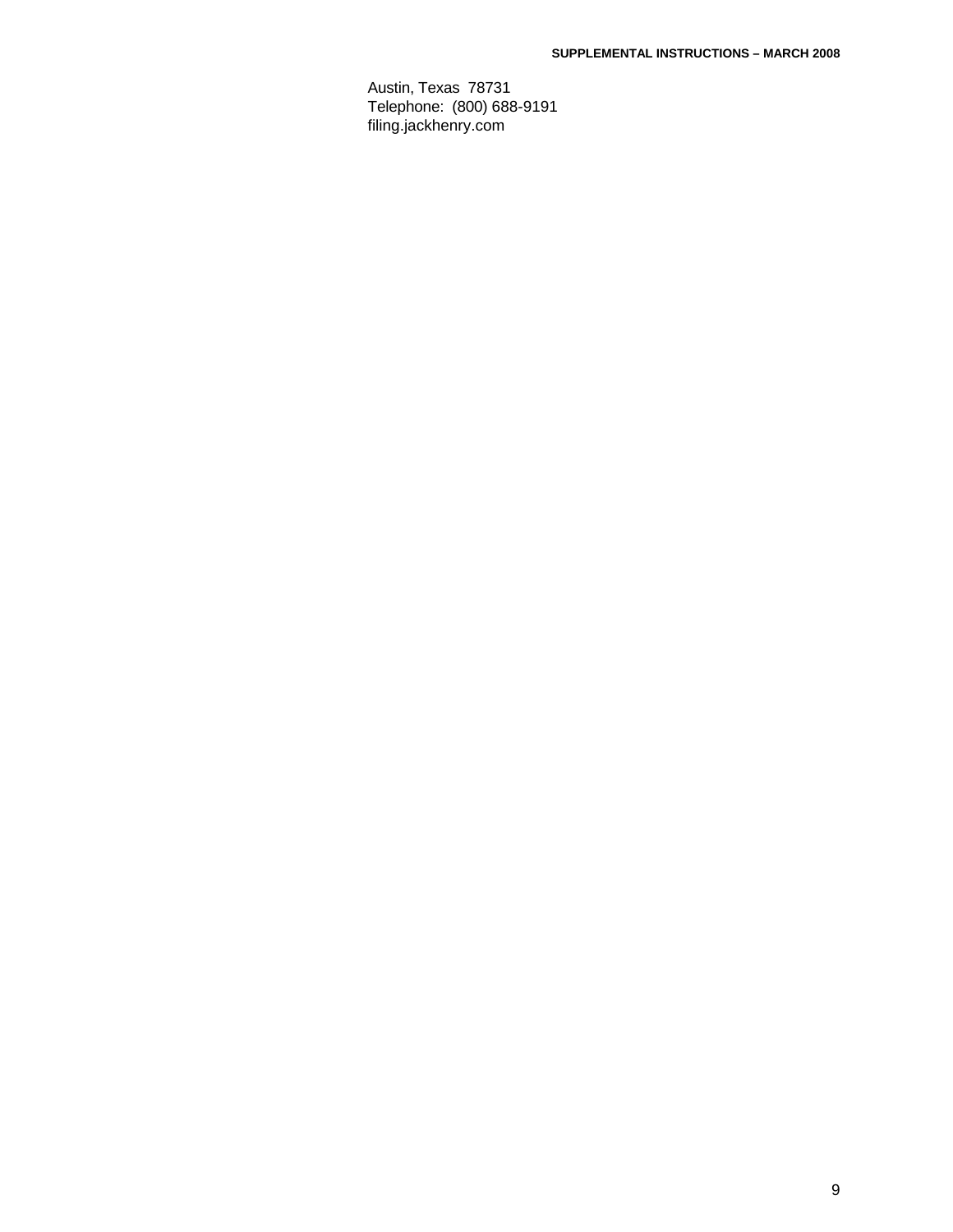Austin, Texas 78731
Telephone: (800) 688-9191
filing.jackhenry.com